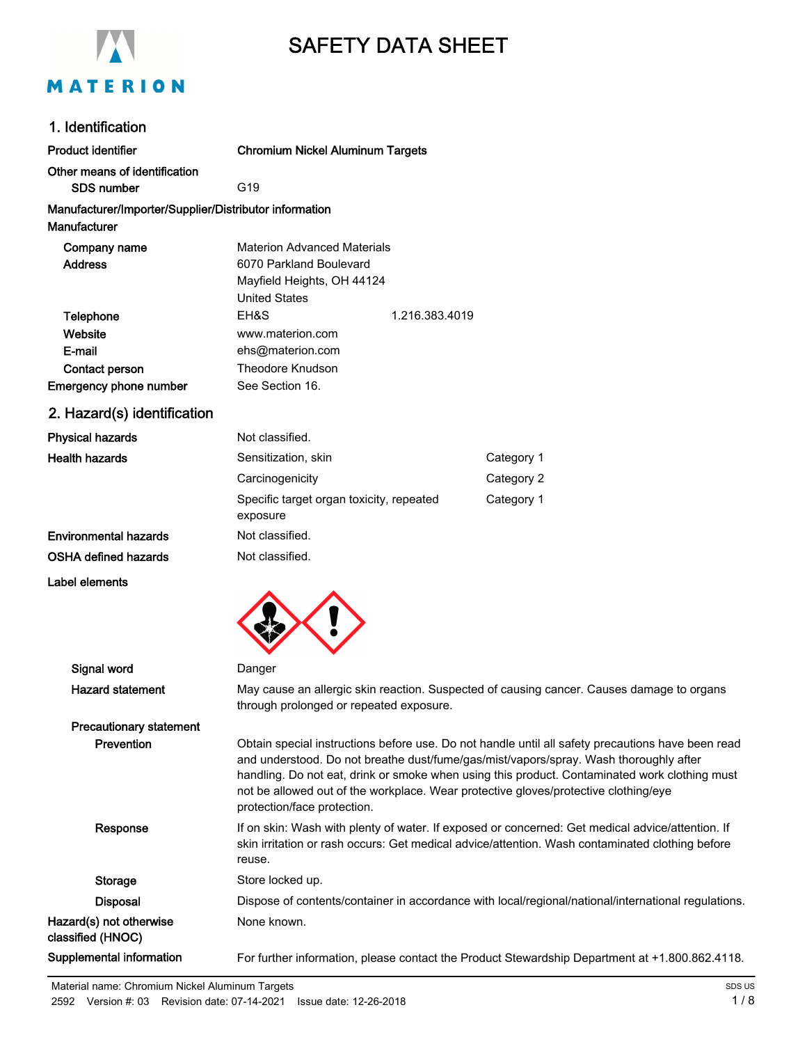# SAFETY DATA SHEET

## 1. Identification

**Product identifier** **Chromium Nickel Aluminum Targets**

**Other means of identification**

**SDS number** G19

**Manufacturer/Importer/Supplier/Distributor information**

**Manufacturer**

| | | |
|---|---|---|
| **Company name** | Materion Advanced Materials | |
| **Address** | 6070 Parkland Boulevard<br>Mayfield Heights, OH 44124<br>United States | |
| **Telephone** | EH&S | 1.216.383.4019 |
| **Website** | www.materion.com | |
| **E-mail** | ehs@materion.com | |
| **Contact person** | Theodore Knudson | |
| **Emergency phone number** | See Section 16. | |

## 2. Hazard(s) identification

| | | |
|---|---|---|
| **Physical hazards** | Not classified. | |
| **Health hazards** | Sensitization, skin | Category 1 |
| | Carcinogenicity | Category 2 |
| | Specific target organ toxicity, repeated exposure | Category 1 |
| **Environmental hazards** | Not classified. | |
| **OSHA defined hazards** | Not classified. | |

**Label elements**

**Signal word** Danger

**Hazard statement** May cause an allergic skin reaction. Suspected of causing cancer. Causes damage to organs through prolonged or repeated exposure.

**Precautionary statement**

**Prevention** Obtain special instructions before use. Do not handle until all safety precautions have been read and understood. Do not breathe dust/fume/gas/mist/vapors/spray. Wash thoroughly after handling. Do not eat, drink or smoke when using this product. Contaminated work clothing must not be allowed out of the workplace. Wear protective gloves/protective clothing/eye protection/face protection.

**Response** If on skin: Wash with plenty of water. If exposed or concerned: Get medical advice/attention. If skin irritation or rash occurs: Get medical advice/attention. Wash contaminated clothing before reuse.

**Storage** Store locked up.

**Disposal** Dispose of contents/container in accordance with local/regional/national/international regulations.

**Hazard(s) not otherwise classified (HNOC)** None known.

**Supplemental information** For further information, please contact the Product Stewardship Department at +1.800.862.4118.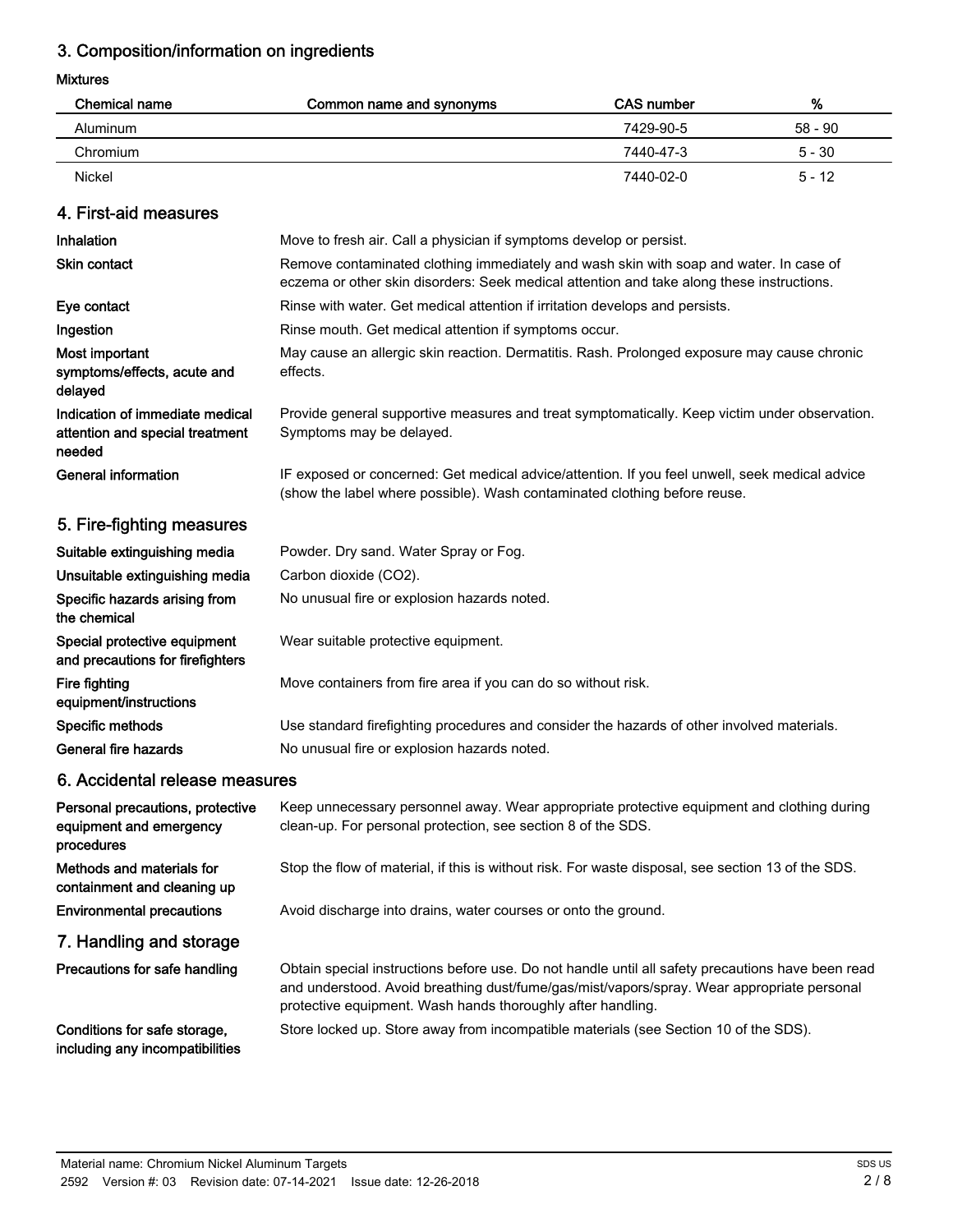## 3. Composition/information on ingredients

**Mixtures**

| Chemical name | Common name and synonyms | CAS number | % |
|---|---|---|---|
| Aluminum | | 7429-90-5 | 58 - 90 |
| Chromium | | 7440-47-3 | 5 - 30 |
| Nickel | | 7440-02-0 | 5 - 12 |

## 4. First-aid measures

**Inhalation**
Move to fresh air. Call a physician if symptoms develop or persist.

**Skin contact**
Remove contaminated clothing immediately and wash skin with soap and water. In case of eczema or other skin disorders: Seek medical attention and take along these instructions.

**Eye contact**
Rinse with water. Get medical attention if irritation develops and persists.

**Ingestion**
Rinse mouth. Get medical attention if symptoms occur.

**Most important symptoms/effects, acute and delayed**
May cause an allergic skin reaction. Dermatitis. Rash. Prolonged exposure may cause chronic effects.

**Indication of immediate medical attention and special treatment needed**
Provide general supportive measures and treat symptomatically. Keep victim under observation. Symptoms may be delayed.

**General information**
IF exposed or concerned: Get medical advice/attention. If you feel unwell, seek medical advice (show the label where possible). Wash contaminated clothing before reuse.

## 5. Fire-fighting measures

**Suitable extinguishing media**
Powder. Dry sand. Water Spray or Fog.

**Unsuitable extinguishing media**
Carbon dioxide ($CO_2$).

**Specific hazards arising from the chemical**
No unusual fire or explosion hazards noted.

**Special protective equipment and precautions for firefighters**
Wear suitable protective equipment.

**Fire fighting equipment/instructions**
Move containers from fire area if you can do so without risk.

**Specific methods**
Use standard firefighting procedures and consider the hazards of other involved materials.

**General fire hazards**
No unusual fire or explosion hazards noted.

## 6. Accidental release measures

**Personal precautions, protective equipment and emergency procedures**
Keep unnecessary personnel away. Wear appropriate protective equipment and clothing during clean-up. For personal protection, see section 8 of the SDS.

**Methods and materials for containment and cleaning up**
Stop the flow of material, if this is without risk. For waste disposal, see section 13 of the SDS.

**Environmental precautions**
Avoid discharge into drains, water courses or onto the ground.

## 7. Handling and storage

**Precautions for safe handling**
Obtain special instructions before use. Do not handle until all safety precautions have been read and understood. Avoid breathing dust/fume/gas/mist/vapors/spray. Wear appropriate personal protective equipment. Wash hands thoroughly after handling.

**Conditions for safe storage, including any incompatibilities**
Store locked up. Store away from incompatible materials (see Section 10 of the SDS).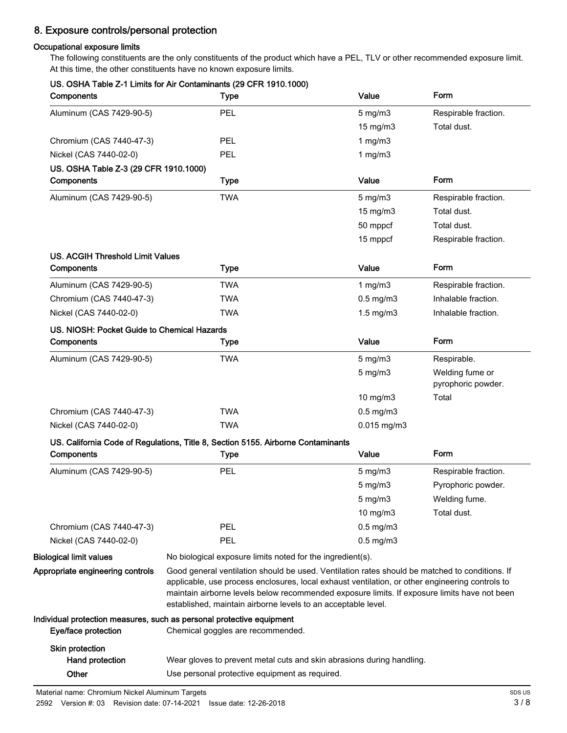## 8. Exposure controls/personal protection

### Occupational exposure limits

The following constituents are the only constituents of the product which have a PEL, TLV or other recommended exposure limit. At this time, the other constituents have no known exposure limits.

**US. OSHA Table Z-1 Limits for Air Contaminants (29 CFR 1910.1000)**

| Components | Type | Value | Form |
|---|---|---|---|
| Aluminum (CAS 7429-90-5) | PEL | 5 mg/m3 | Respirable fraction. |
| | | 15 mg/m3 | Total dust. |
| Chromium (CAS 7440-47-3) | PEL | 1 mg/m3 | |
| Nickel (CAS 7440-02-0) | PEL | 1 mg/m3 | |

**US. OSHA Table Z-3 (29 CFR 1910.1000)**

| Components | Type | Value | Form |
|---|---|---|---|
| Aluminum (CAS 7429-90-5) | TWA | 5 mg/m3 | Respirable fraction. |
| | | 15 mg/m3 | Total dust. |
| | | 50 mppcf | Total dust. |
| | | 15 mppcf | Respirable fraction. |

**US. ACGIH Threshold Limit Values**

| Components | Type | Value | Form |
|---|---|---|---|
| Aluminum (CAS 7429-90-5) | TWA | 1 mg/m3 | Respirable fraction. |
| Chromium (CAS 7440-47-3) | TWA | 0.5 mg/m3 | Inhalable fraction. |
| Nickel (CAS 7440-02-0) | TWA | 1.5 mg/m3 | Inhalable fraction. |

**US. NIOSH: Pocket Guide to Chemical Hazards**

| Components | Type | Value | Form |
|---|---|---|---|
| Aluminum (CAS 7429-90-5) | TWA | 5 mg/m3 | Respirable. |
| | | 5 mg/m3 | Welding fume or pyrophoric powder. |
| | | 10 mg/m3 | Total |
| Chromium (CAS 7440-47-3) | TWA | 0.5 mg/m3 | |
| Nickel (CAS 7440-02-0) | TWA | 0.015 mg/m3 | |

**US. California Code of Regulations, Title 8, Section 5155. Airborne Contaminants**

| Components | Type | Value | Form |
|---|---|---|---|
| Aluminum (CAS 7429-90-5) | PEL | 5 mg/m3 | Respirable fraction. |
| | | 5 mg/m3 | Pyrophoric powder. |
| | | 5 mg/m3 | Welding fume. |
| | | 10 mg/m3 | Total dust. |
| Chromium (CAS 7440-47-3) | PEL | 0.5 mg/m3 | |
| Nickel (CAS 7440-02-0) | PEL | 0.5 mg/m3 | |

**Biological limit values** No biological exposure limits noted for the ingredient(s).

**Appropriate engineering controls** Good general ventilation should be used. Ventilation rates should be matched to conditions. If applicable, use process enclosures, local exhaust ventilation, or other engineering controls to maintain airborne levels below recommended exposure limits. If exposure limits have not been established, maintain airborne levels to an acceptable level.

### Individual protection measures, such as personal protective equipment

**Eye/face protection** Chemical goggles are recommended.

**Skin protection**

**Hand protection** Wear gloves to prevent metal cuts and skin abrasions during handling.

**Other** Use personal protective equipment as required.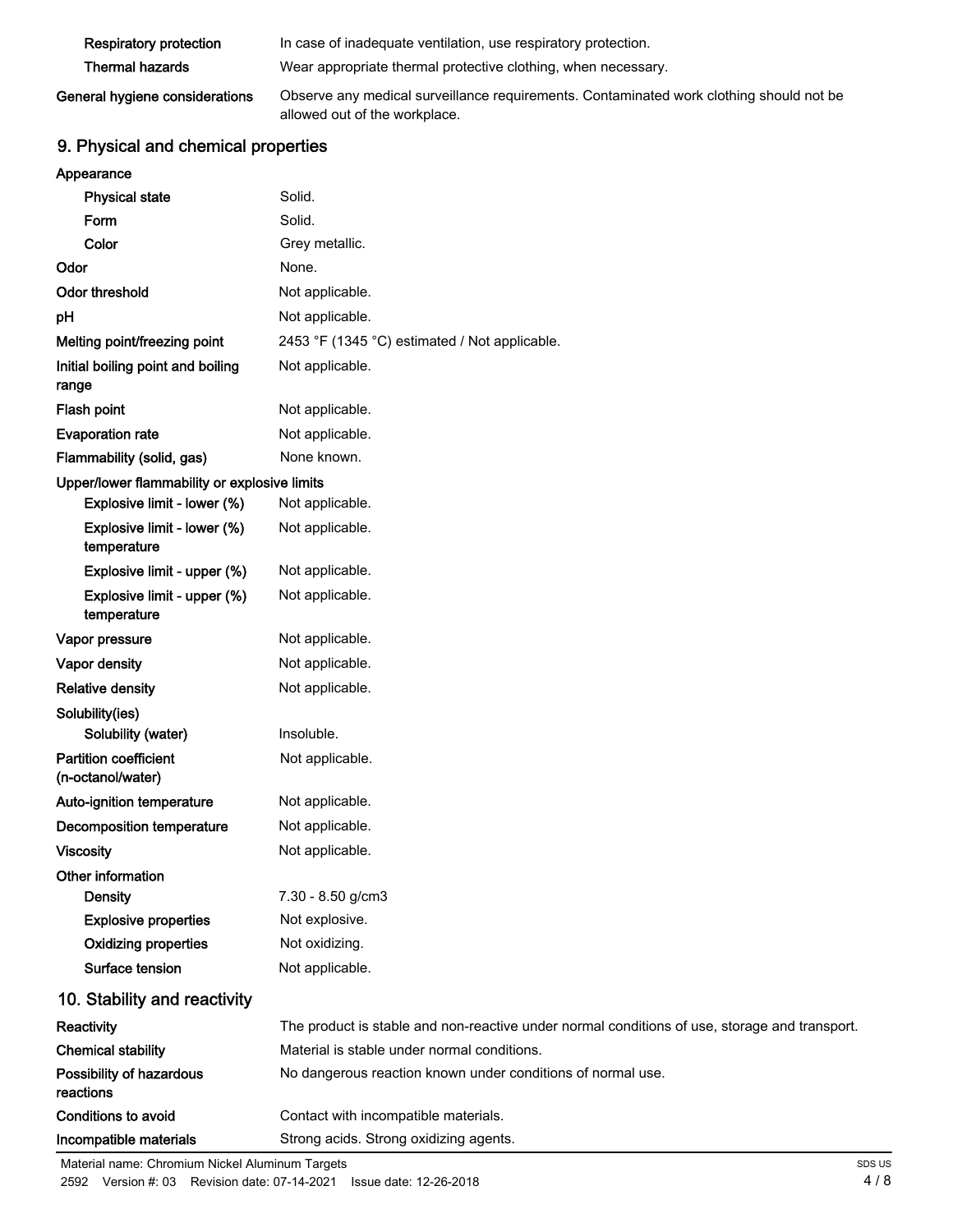| | |
|---|---|
| **Respiratory protection** | In case of inadequate ventilation, use respiratory protection. |
| **Thermal hazards** | Wear appropriate thermal protective clothing, when necessary. |
| **General hygiene considerations** | Observe any medical surveillance requirements. Contaminated work clothing should not be allowed out of the workplace. |

## 9. Physical and chemical properties

| | |
|---|---|
| **Appearance** | |
| **Physical state** | Solid. |
| **Form** | Solid. |
| **Color** | Grey metallic. |
| **Odor** | None. |
| **Odor threshold** | Not applicable. |
| **pH** | Not applicable. |
| **Melting point/freezing point** | 2453 °F (1345 °C) estimated / Not applicable. |
| **Initial boiling point and boiling range** | Not applicable. |
| **Flash point** | Not applicable. |
| **Evaporation rate** | Not applicable. |
| **Flammability (solid, gas)** | None known. |
| **Upper/lower flammability or explosive limits** | |
| **Explosive limit - lower (%)** | Not applicable. |
| **Explosive limit - lower (%) temperature** | Not applicable. |
| **Explosive limit - upper (%)** | Not applicable. |
| **Explosive limit - upper (%) temperature** | Not applicable. |
| **Vapor pressure** | Not applicable. |
| **Vapor density** | Not applicable. |
| **Relative density** | Not applicable. |
| **Solubility(ies)** | |
| **Solubility (water)** | Insoluble. |
| **Partition coefficient (n-octanol/water)** | Not applicable. |
| **Auto-ignition temperature** | Not applicable. |
| **Decomposition temperature** | Not applicable. |
| **Viscosity** | Not applicable. |
| **Other information** | |
| **Density** | 7.30 - 8.50 g/cm3 |
| **Explosive properties** | Not explosive. |
| **Oxidizing properties** | Not oxidizing. |
| **Surface tension** | Not applicable. |

## 10. Stability and reactivity

| | |
|---|---|
| **Reactivity** | The product is stable and non-reactive under normal conditions of use, storage and transport. |
| **Chemical stability** | Material is stable under normal conditions. |
| **Possibility of hazardous reactions** | No dangerous reaction known under conditions of normal use. |
| **Conditions to avoid** | Contact with incompatible materials. |
| **Incompatible materials** | Strong acids. Strong oxidizing agents. |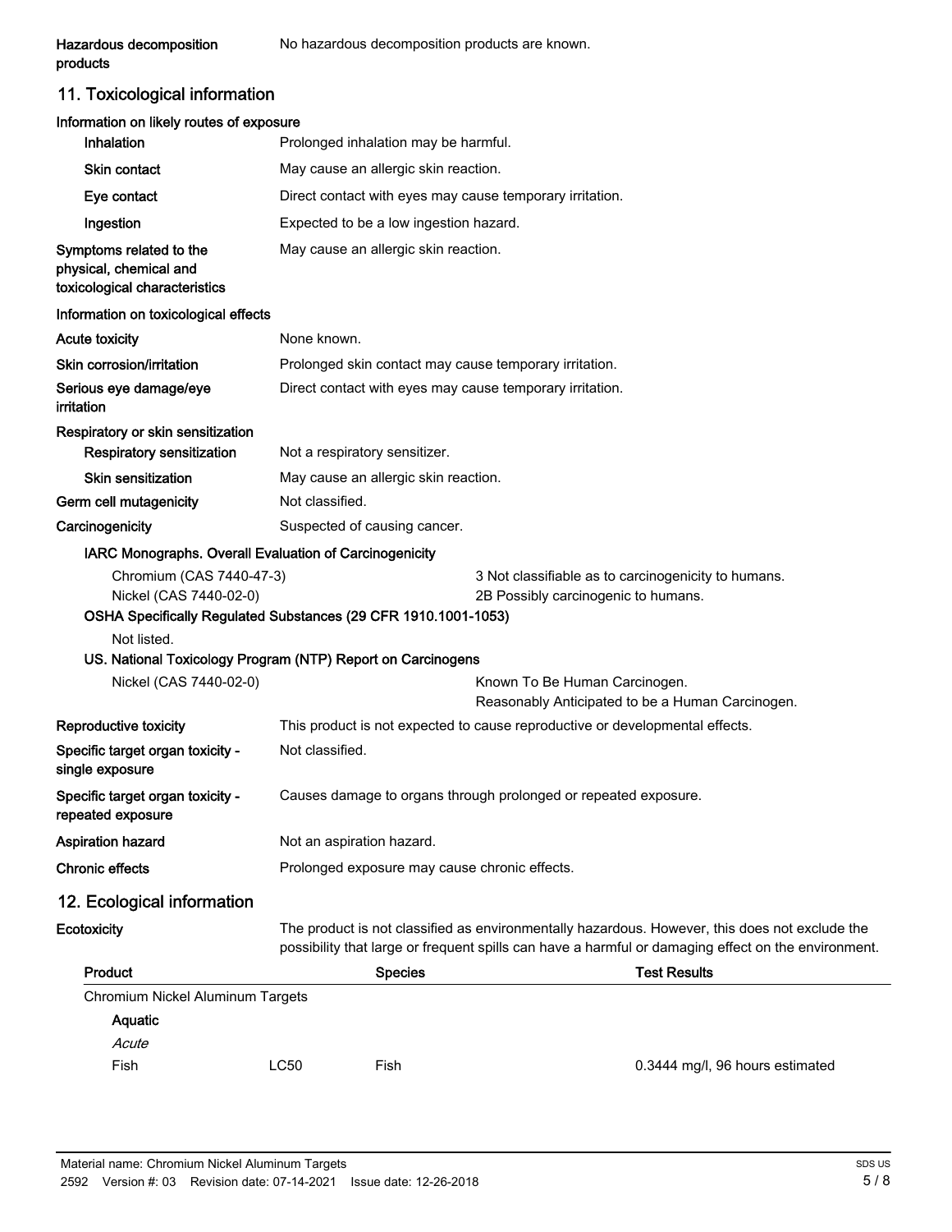| | |
|---|---|
| **Hazardous decomposition products** | No hazardous decomposition products are known. |

## 11. Toxicological information

### Information on likely routes of exposure

| | |
|---|---|
| **Inhalation** | Prolonged inhalation may be harmful. |
| **Skin contact** | May cause an allergic skin reaction. |
| **Eye contact** | Direct contact with eyes may cause temporary irritation. |
| **Ingestion** | Expected to be a low ingestion hazard. |
| **Symptoms related to the physical, chemical and toxicological characteristics** | May cause an allergic skin reaction. |

### Information on toxicological effects

| | |
|---|---|
| **Acute toxicity** | None known. |
| **Skin corrosion/irritation** | Prolonged skin contact may cause temporary irritation. |
| **Serious eye damage/eye irritation** | Direct contact with eyes may cause temporary irritation. |

**Respiratory or skin sensitization**

| | |
|---|---|
| **Respiratory sensitization** | Not a respiratory sensitizer. |
| **Skin sensitization** | May cause an allergic skin reaction. |
| **Germ cell mutagenicity** | Not classified. |
| **Carcinogenicity** | Suspected of causing cancer. |

**IARC Monographs. Overall Evaluation of Carcinogenicity**

| | |
|---|---|
| Chromium (CAS 7440-47-3) | 3 Not classifiable as to carcinogenicity to humans. |
| Nickel (CAS 7440-02-0) | 2B Possibly carcinogenic to humans. |

**OSHA Specifically Regulated Substances (29 CFR 1910.1001-1053)**

Not listed.

**US. National Toxicology Program (NTP) Report on Carcinogens**

| | |
|---|---|
| Nickel (CAS 7440-02-0) | Known To Be Human Carcinogen.<br>Reasonably Anticipated to be a Human Carcinogen. |

| | |
|---|---|
| **Reproductive toxicity** | This product is not expected to cause reproductive or developmental effects. |
| **Specific target organ toxicity - single exposure** | Not classified. |
| **Specific target organ toxicity - repeated exposure** | Causes damage to organs through prolonged or repeated exposure. |
| **Aspiration hazard** | Not an aspiration hazard. |
| **Chronic effects** | Prolonged exposure may cause chronic effects. |

## 12. Ecological information

**Ecotoxicity** The product is not classified as environmentally hazardous. However, this does not exclude the possibility that large or frequent spills can have a harmful or damaging effect on the environment.

| Product | | Species | Test Results |
|---|---|---|---|
| Chromium Nickel Aluminum Targets | | | |
| **Aquatic** | | | |
| *Acute* | | | |
| Fish | LC50 | Fish | 0.3444 mg/l, 96 hours estimated |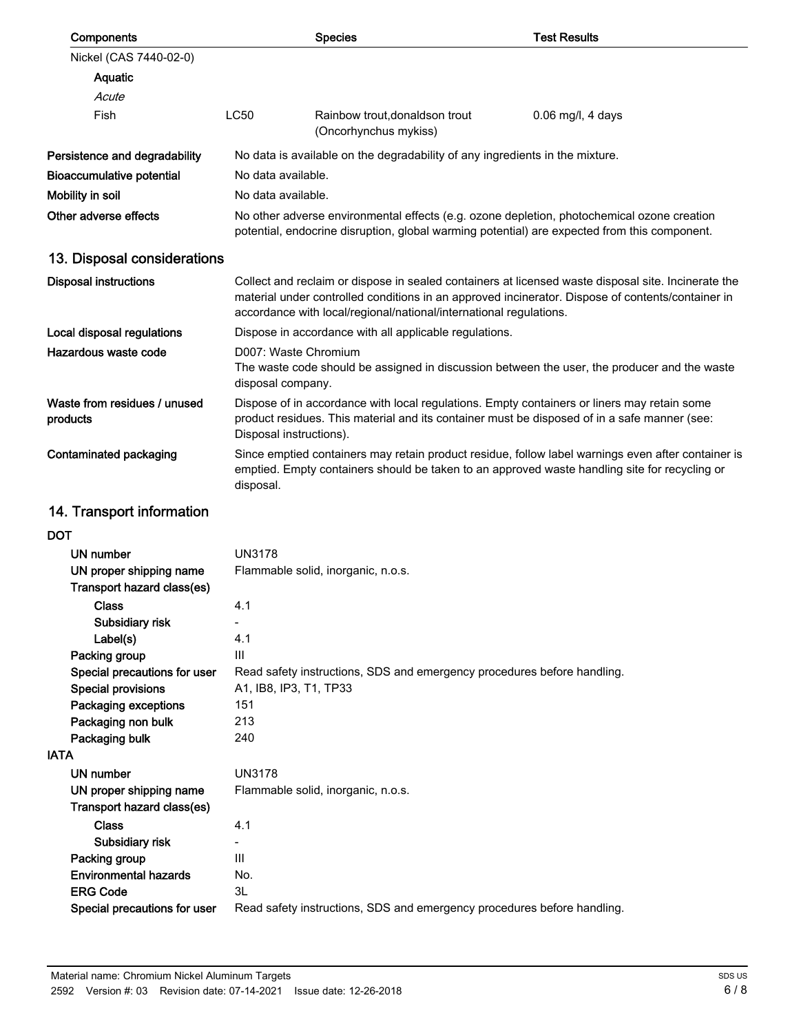| Components | | Species | Test Results |
|---|---|---|---|
| Nickel (CAS 7440-02-0) | | | |
| **Aquatic** | | | |
| *Acute* | | | |
| Fish | LC50 | Rainbow trout,donaldson trout (Oncorhynchus mykiss) | 0.06 mg/l, 4 days |

**Persistence and degradability** No data is available on the degradability of any ingredients in the mixture.

**Bioaccumulative potential** No data available.

**Mobility in soil** No data available.

**Other adverse effects** No other adverse environmental effects (e.g. ozone depletion, photochemical ozone creation potential, endocrine disruption, global warming potential) are expected from this component.

## 13. Disposal considerations

**Disposal instructions** Collect and reclaim or dispose in sealed containers at licensed waste disposal site. Incinerate the material under controlled conditions in an approved incinerator. Dispose of contents/container in accordance with local/regional/national/international regulations.

**Local disposal regulations** Dispose in accordance with all applicable regulations.

**Hazardous waste code** D007: Waste Chromium
The waste code should be assigned in discussion between the user, the producer and the waste disposal company.

**Waste from residues / unused products** Dispose of in accordance with local regulations. Empty containers or liners may retain some product residues. This material and its container must be disposed of in a safe manner (see: Disposal instructions).

**Contaminated packaging** Since emptied containers may retain product residue, follow label warnings even after container is emptied. Empty containers should be taken to an approved waste handling site for recycling or disposal.

## 14. Transport information

**DOT**

- **UN number** UN3178
- **UN proper shipping name** Flammable solid, inorganic, n.o.s.
- **Transport hazard class(es)**
  - **Class** 4.1
  - **Subsidiary risk** -
  - **Label(s)** 4.1
- **Packing group** III
- **Special precautions for user** Read safety instructions, SDS and emergency procedures before handling.
- **Special provisions** A1, IB8, IP3, T1, TP33
- **Packaging exceptions** 151
- **Packaging non bulk** 213
- **Packaging bulk** 240

**IATA**

- **UN number** UN3178
- **UN proper shipping name** Flammable solid, inorganic, n.o.s.
- **Transport hazard class(es)**
  - **Class** 4.1
  - **Subsidiary risk** -
- **Packing group** III
- **Environmental hazards** No.
- **ERG Code** 3L
- **Special precautions for user** Read safety instructions, SDS and emergency procedures before handling.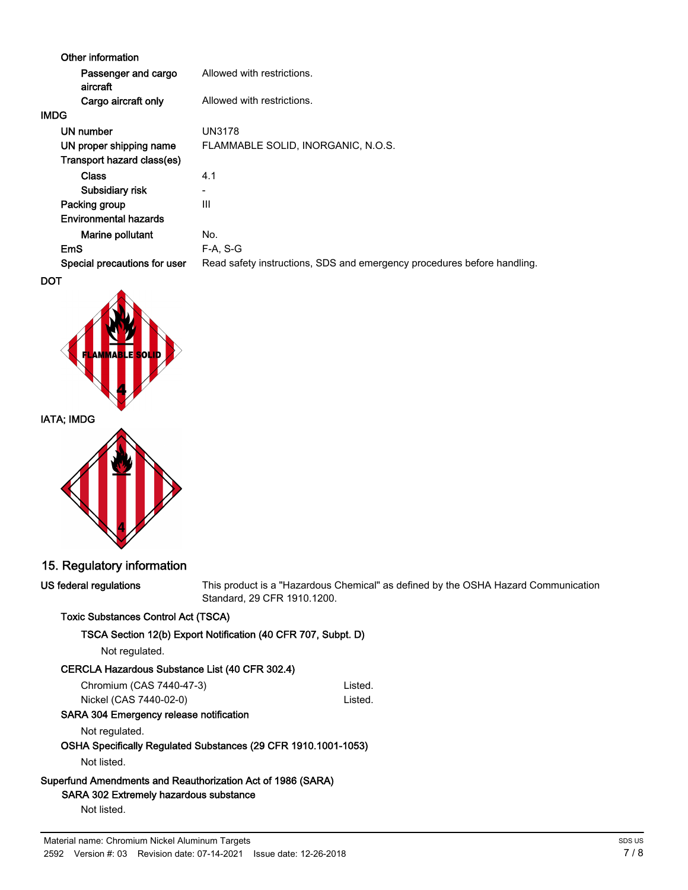**Other information**

| | |
|---|---|
| Passenger and cargo aircraft | Allowed with restrictions. |
| Cargo aircraft only | Allowed with restrictions. |

**IMDG**

| | |
|---|---|
| UN number | UN3178 |
| UN proper shipping name | FLAMMABLE SOLID, INORGANIC, N.O.S. |
| Transport hazard class(es) | |
| Class | 4.1 |
| Subsidiary risk | - |
| Packing group | III |
| Environmental hazards | |
| Marine pollutant | No. |
| EmS | F-A, S-G |
| Special precautions for user | Read safety instructions, SDS and emergency procedures before handling. |

**DOT**

**IATA; IMDG**

## 15. Regulatory information

**US federal regulations** This product is a "Hazardous Chemical" as defined by the OSHA Hazard Communication Standard, 29 CFR 1910.1200.

**Toxic Substances Control Act (TSCA)**

**TSCA Section 12(b) Export Notification (40 CFR 707, Subpt. D)**

Not regulated.

**CERCLA Hazardous Substance List (40 CFR 302.4)**

| | |
|---|---|
| Chromium (CAS 7440-47-3) | Listed. |
| Nickel (CAS 7440-02-0) | Listed. |

**SARA 304 Emergency release notification**

Not regulated.

**OSHA Specifically Regulated Substances (29 CFR 1910.1001-1053)**

Not listed.

**Superfund Amendments and Reauthorization Act of 1986 (SARA)**

**SARA 302 Extremely hazardous substance**

Not listed.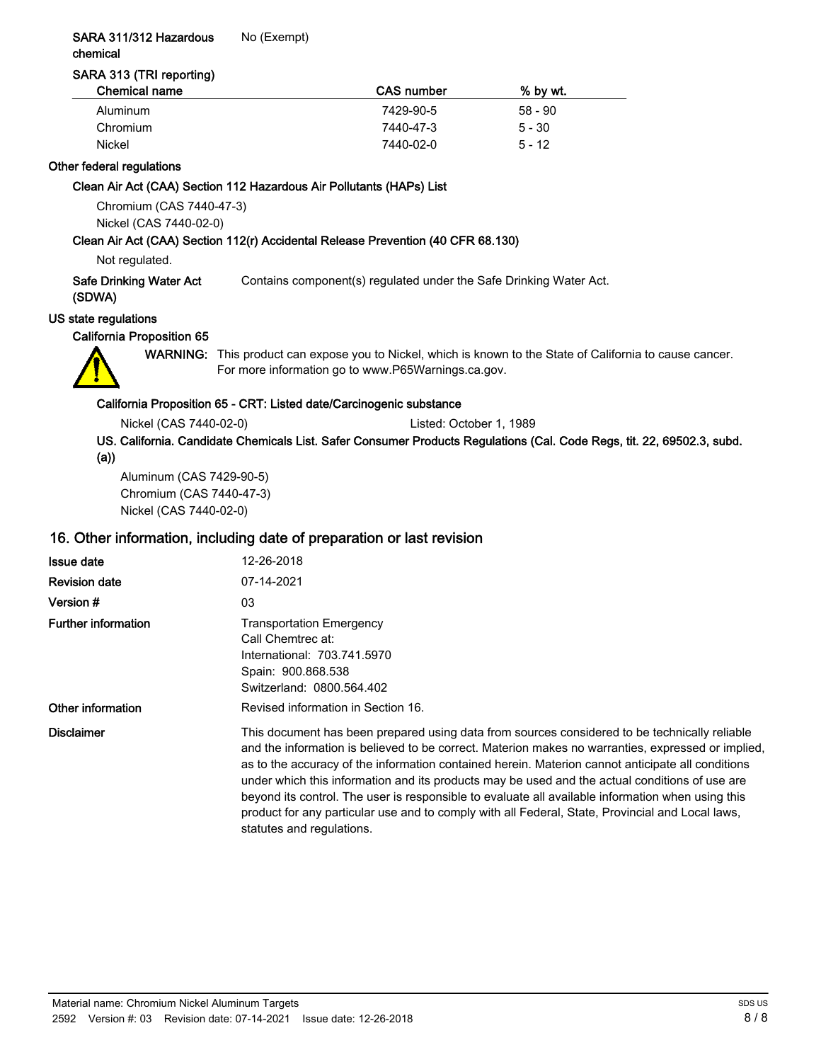**SARA 311/312 Hazardous chemical** No (Exempt)

**SARA 313 (TRI reporting)**

| Chemical name | CAS number | % by wt. |
|---|---|---|
| Aluminum | 7429-90-5 | 58 - 90 |
| Chromium | 7440-47-3 | 5 - 30 |
| Nickel | 7440-02-0 | 5 - 12 |

**Other federal regulations**

**Clean Air Act (CAA) Section 112 Hazardous Air Pollutants (HAPs) List**

Chromium (CAS 7440-47-3)
Nickel (CAS 7440-02-0)

**Clean Air Act (CAA) Section 112(r) Accidental Release Prevention (40 CFR 68.130)**

Not regulated.

**Safe Drinking Water Act (SDWA)** Contains component(s) regulated under the Safe Drinking Water Act.

**US state regulations**

**California Proposition 65**

**WARNING:** This product can expose you to Nickel, which is known to the State of California to cause cancer. For more information go to www.P65Warnings.ca.gov.

**California Proposition 65 - CRT: Listed date/Carcinogenic substance**

Nickel (CAS 7440-02-0) Listed: October 1, 1989

**US. California. Candidate Chemicals List. Safer Consumer Products Regulations (Cal. Code Regs, tit. 22, 69502.3, subd. (a))**

Aluminum (CAS 7429-90-5)
Chromium (CAS 7440-47-3)
Nickel (CAS 7440-02-0)

## 16. Other information, including date of preparation or last revision

**Issue date** 12-26-2018

**Revision date** 07-14-2021

**Version #** 03

**Further information** Transportation Emergency
Call Chemtrec at:
International: 703.741.5970
Spain: 900.868.538
Switzerland: 0800.564.402

**Other information** Revised information in Section 16.

**Disclaimer** This document has been prepared using data from sources considered to be technically reliable and the information is believed to be correct. Materion makes no warranties, expressed or implied, as to the accuracy of the information contained herein. Materion cannot anticipate all conditions under which this information and its products may be used and the actual conditions of use are beyond its control. The user is responsible to evaluate all available information when using this product for any particular use and to comply with all Federal, State, Provincial and Local laws, statutes and regulations.